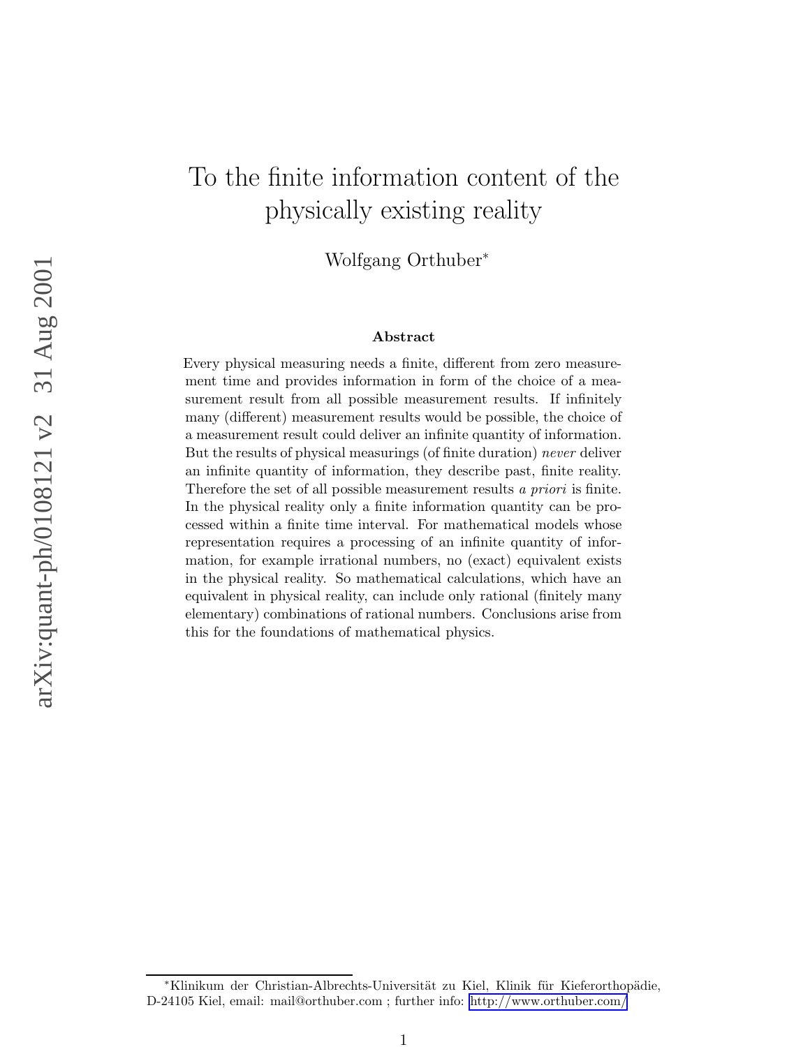# To the finite information content of the physically existing reality

Wolfgang Orthuber*

arXiv:quant-ph/0108121 v2 31 Aug 2001

## Abstract

Every physical measuring needs a finite, different from zero measurement time and provides information in form of the choice of a measurement result from all possible measurement results. If infinitely many (different) measurement results would be possible, the choice of a measurement result could deliver an infinite quantity of information. But the results of physical measurings (of finite duration) *never* deliver an infinite quantity of information, they describe past, finite reality. Therefore the set of all possible measurement results *a priori* is finite. In the physical reality only a finite information quantity can be processed within a finite time interval. For mathematical models whose representation requires a processing of an infinite quantity of information, for example irrational numbers, no (exact) equivalent exists in the physical reality. So mathematical calculations, which have an equivalent in physical reality, can include only rational (finitely many elementary) combinations of rational numbers. Conclusions arise from this for the foundations of mathematical physics.

---

*Klinikum der Christian-Albrechts-Universität zu Kiel, Klinik für Kieferorthopädie, D-24105 Kiel, email: mail@orthuber.com ; further info: http://www.orthuber.com/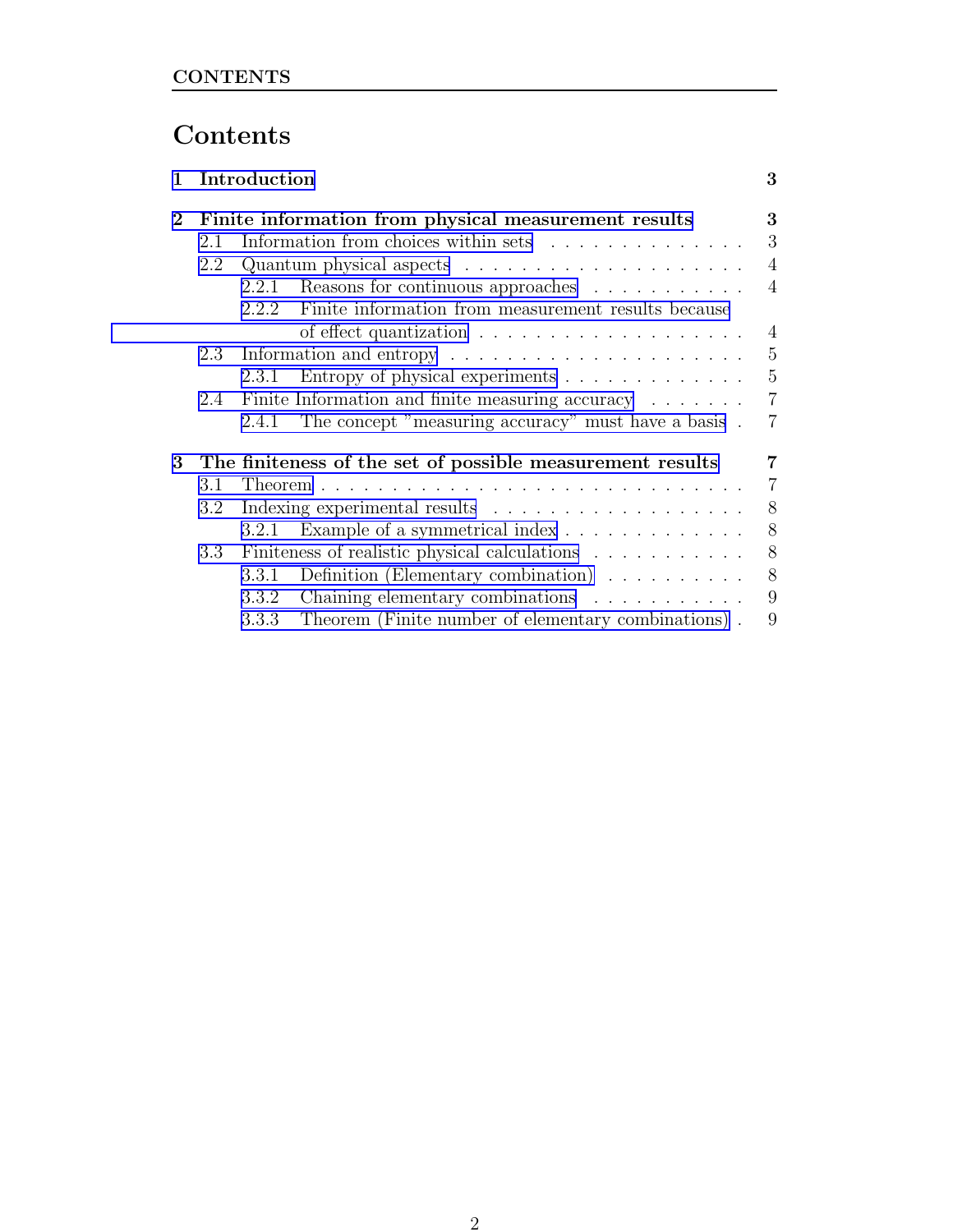# Contents

1 Introduction 3

2 Finite information from physical measurement results 3
- 2.1 Information from choices within sets . . . . . . . . . . . . . . 3
- 2.2 Quantum physical aspects . . . . . . . . . . . . . . . . . . . . 4
  - 2.2.1 Reasons for continuous approaches . . . . . . . . . . . 4
  - 2.2.2 Finite information from measurement results because of effect quantization . . . . . . . . . . . . . . . . . . . 4
- 2.3 Information and entropy . . . . . . . . . . . . . . . . . . . . . 5
  - 2.3.1 Entropy of physical experiments . . . . . . . . . . . . . 5
- 2.4 Finite Information and finite measuring accuracy . . . . . . . 7
  - 2.4.1 The concept "measuring accuracy" must have a basis . 7

3 The finiteness of the set of possible measurement results 7
- 3.1 Theorem . . . . . . . . . . . . . . . . . . . . . . . . . . . . . . 7
- 3.2 Indexing experimental results . . . . . . . . . . . . . . . . . . 8
  - 3.2.1 Example of a symmetrical index . . . . . . . . . . . . . 8
- 3.3 Finiteness of realistic physical calculations . . . . . . . . . . . 8
  - 3.3.1 Definition (Elementary combination) . . . . . . . . . . 8
  - 3.3.2 Chaining elementary combinations . . . . . . . . . . . 9
  - 3.3.3 Theorem (Finite number of elementary combinations) . 9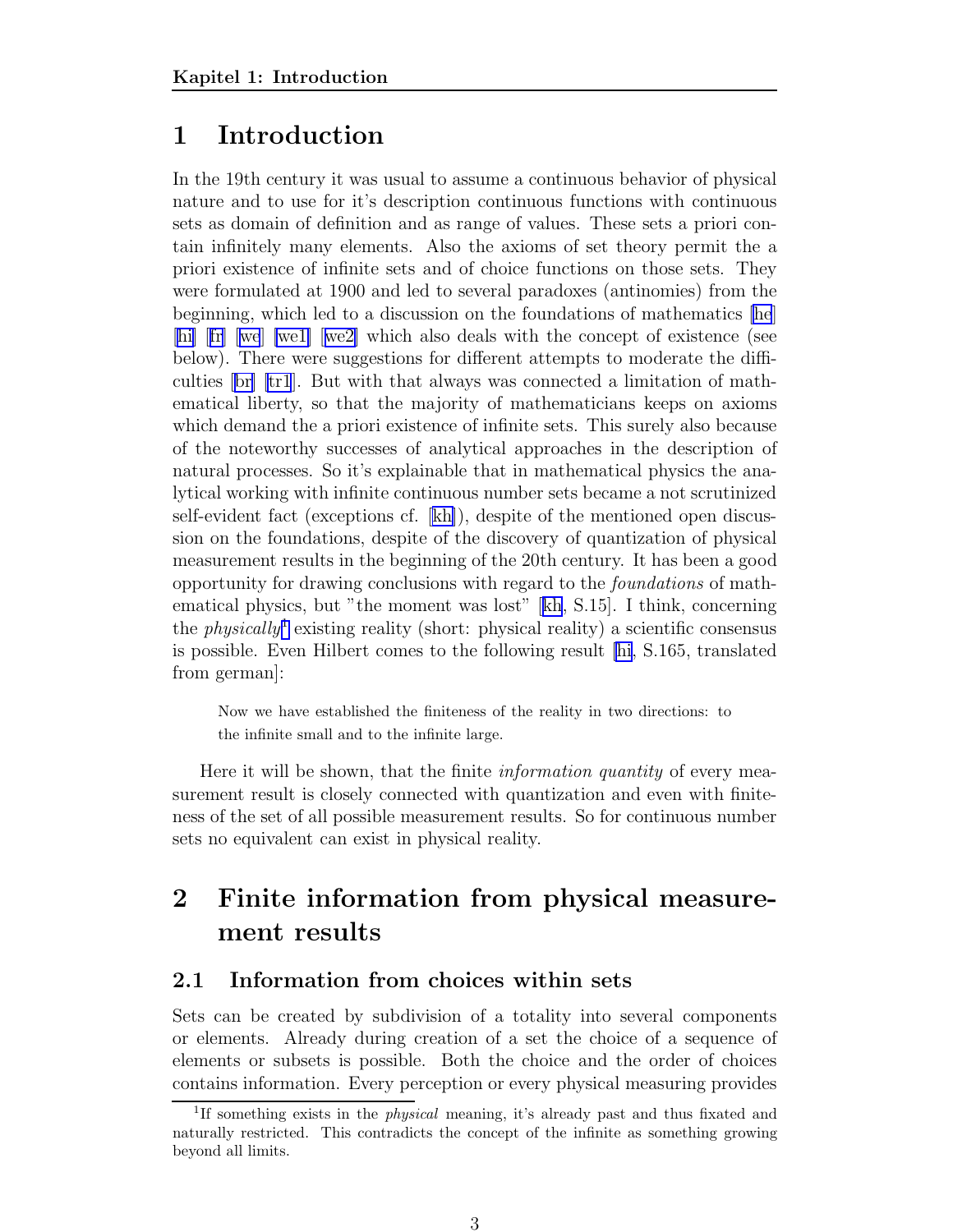# 1 Introduction

In the 19th century it was usual to assume a continuous behavior of physical nature and to use for it's description continuous functions with continuous sets as domain of definition and as range of values. These sets a priori contain infinitely many elements. Also the axioms of set theory permit the a priori existence of infinite sets and of choice functions on those sets. They were formulated at 1900 and led to several paradoxes (antinomies) from the beginning, which led to a discussion on the foundations of mathematics [he] [hi] [fr] [we] [we1] [we2] which also deals with the concept of existence (see below). There were suggestions for different attempts to moderate the difficulties [br] [tr1]. But with that always was connected a limitation of mathematical liberty, so that the majority of mathematicians keeps on axioms which demand the a priori existence of infinite sets. This surely also because of the noteworthy successes of analytical approaches in the description of natural processes. So it's explainable that in mathematical physics the analytical working with infinite continuous number sets became a not scrutinized self-evident fact (exceptions cf. [kh]), despite of the mentioned open discussion on the foundations, despite of the discovery of quantization of physical measurement results in the beginning of the 20th century. It has been a good opportunity for drawing conclusions with regard to the *foundations* of mathematical physics, but "the moment was lost" [kh, S.15]. I think, concerning the *physically*[1] existing reality (short: physical reality) a scientific consensus is possible. Even Hilbert comes to the following result [hi, S.165, translated from german]:

> Now we have established the finiteness of the reality in two directions: to the infinite small and to the infinite large.

Here it will be shown, that the finite *information quantity* of every measurement result is closely connected with quantization and even with finiteness of the set of all possible measurement results. So for continuous number sets no equivalent can exist in physical reality.

# 2 Finite information from physical measurement results

## 2.1 Information from choices within sets

Sets can be created by subdivision of a totality into several components or elements. Already during creation of a set the choice of a sequence of elements or subsets is possible. Both the choice and the order of choices contains information. Every perception or every physical measuring provides

[1] If something exists in the *physical* meaning, it's already past and thus fixated and naturally restricted. This contradicts the concept of the infinite as something growing beyond all limits.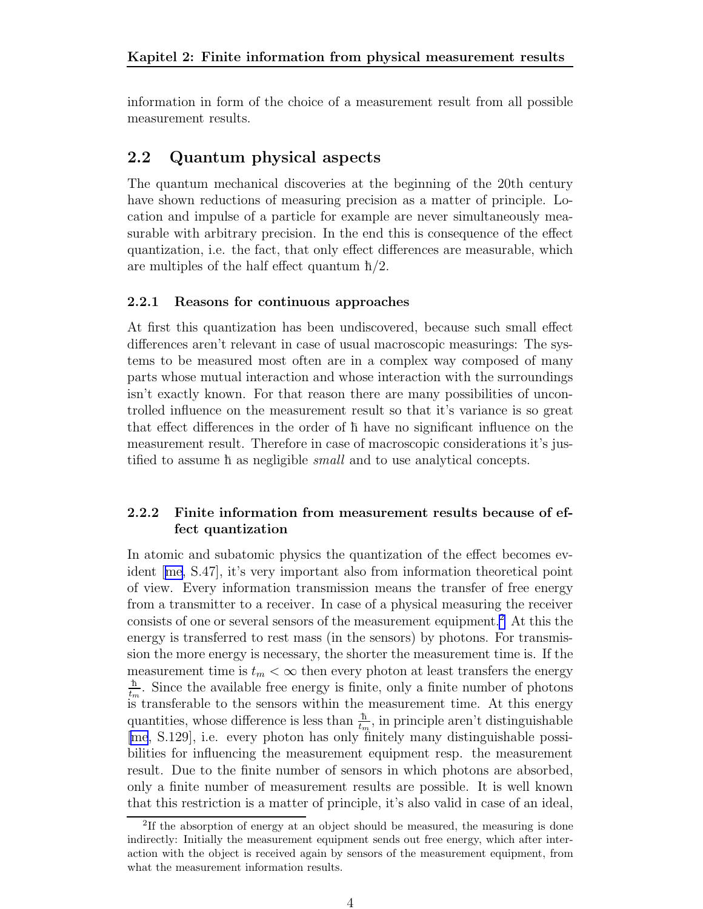information in form of the choice of a measurement result from all possible measurement results.

## 2.2 Quantum physical aspects

The quantum mechanical discoveries at the beginning of the 20th century have shown reductions of measuring precision as a matter of principle. Location and impulse of a particle for example are never simultaneously measurable with arbitrary precision. In the end this is consequence of the effect quantization, i.e. the fact, that only effect differences are measurable, which are multiples of the half effect quantum $\hbar/2$.

### 2.2.1 Reasons for continuous approaches

At first this quantization has been undiscovered, because such small effect differences aren't relevant in case of usual macroscopic measurings: The systems to be measured most often are in a complex way composed of many parts whose mutual interaction and whose interaction with the surroundings isn't exactly known. For that reason there are many possibilities of uncontrolled influence on the measurement result so that it's variance is so great that effect differences in the order of $\hbar$ have no significant influence on the measurement result. Therefore in case of macroscopic considerations it's justified to assume $\hbar$ as negligible *small* and to use analytical concepts.

### 2.2.2 Finite information from measurement results because of effect quantization

In atomic and subatomic physics the quantization of the effect becomes evident [me, S.47], it's very important also from information theoretical point of view. Every information transmission means the transfer of free energy from a transmitter to a receiver. In case of a physical measuring the receiver consists of one or several sensors of the measurement equipment.[2] At this the energy is transferred to rest mass (in the sensors) by photons. For transmission the more energy is necessary, the shorter the measurement time is. If the measurement time is $t_m < \infty$ then every photon at least transfers the energy $\frac{\hbar}{t_m}$. Since the available free energy is finite, only a finite number of photons is transferable to the sensors within the measurement time. At this energy quantities, whose difference is less than $\frac{\hbar}{t_m}$, in principle aren't distinguishable [me, S.129], i.e. every photon has only finitely many distinguishable possibilities for influencing the measurement equipment resp. the measurement result. Due to the finite number of sensors in which photons are absorbed, only a finite number of measurement results are possible. It is well known that this restriction is a matter of principle, it's also valid in case of an ideal,

[2] If the absorption of energy at an object should be measured, the measuring is done indirectly: Initially the measurement equipment sends out free energy, which after interaction with the object is received again by sensors of the measurement equipment, from what the measurement information results.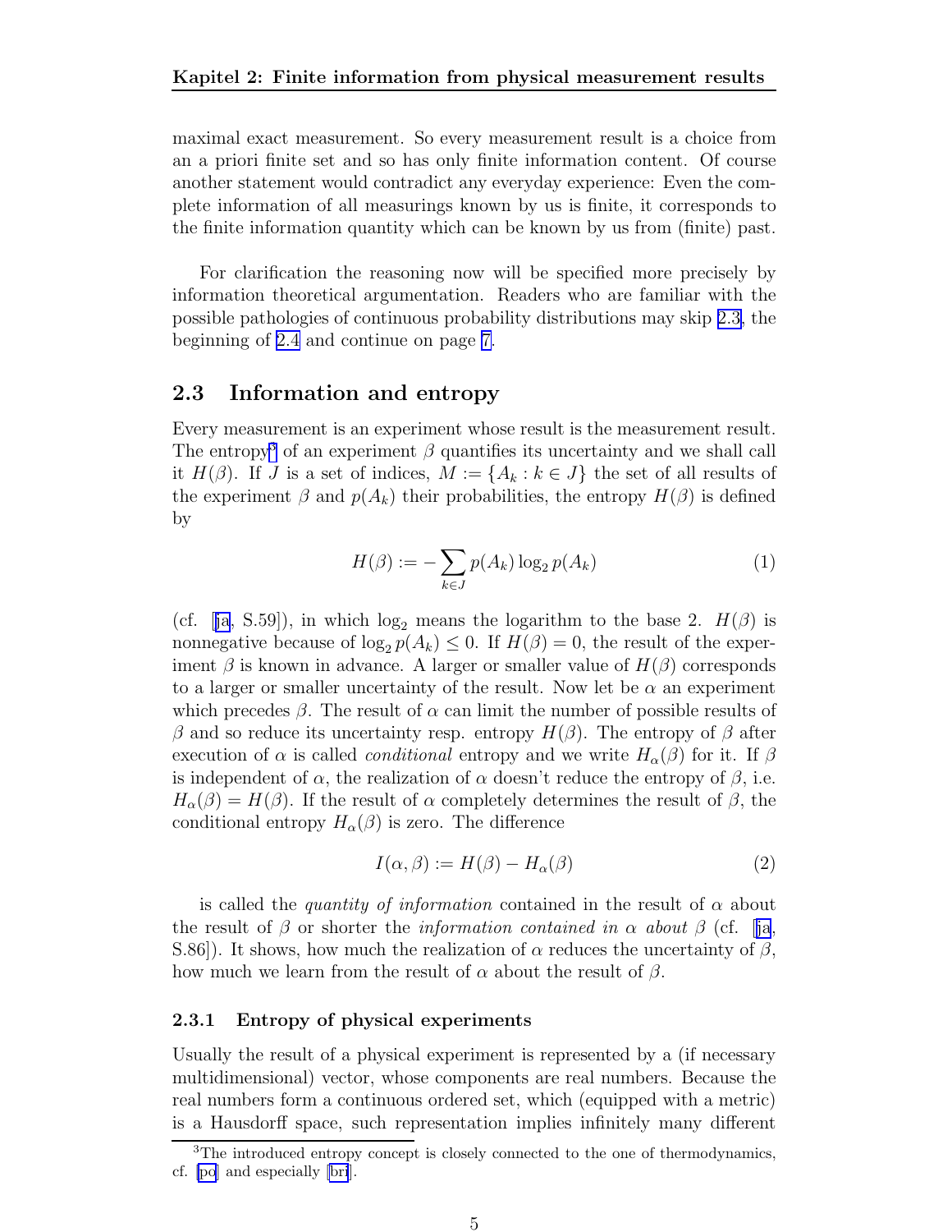maximal exact measurement. So every measurement result is a choice from an a priori finite set and so has only finite information content. Of course another statement would contradict any everyday experience: Even the complete information of all measurings known by us is finite, it corresponds to the finite information quantity which can be known by us from (finite) past.

For clarification the reasoning now will be specified more precisely by information theoretical argumentation. Readers who are familiar with the possible pathologies of continuous probability distributions may skip 2.3, the beginning of 2.4 and continue on page 7.

## 2.3 Information and entropy

Every measurement is an experiment whose result is the measurement result. The entropy[3] of an experiment $\beta$ quantifies its uncertainty and we shall call it $H(\beta)$. If $J$ is a set of indices, $M := \{A_k : k \in J\}$ the set of all results of the experiment $\beta$ and $p(A_k)$ their probabilities, the entropy $H(\beta)$ is defined by

$$H(\beta) := -\sum_{k \in J} p(A_k) \log_2 p(A_k) \tag{1}$$

(cf. [ja, S.59]), in which $\log_2$ means the logarithm to the base 2. $H(\beta)$ is nonnegative because of $\log_2 p(A_k) \leq 0$. If $H(\beta) = 0$, the result of the experiment $\beta$ is known in advance. A larger or smaller value of $H(\beta)$ corresponds to a larger or smaller uncertainty of the result. Now let be $\alpha$ an experiment which precedes $\beta$. The result of $\alpha$ can limit the number of possible results of $\beta$ and so reduce its uncertainty resp. entropy $H(\beta)$. The entropy of $\beta$ after execution of $\alpha$ is called *conditional* entropy and we write $H_\alpha(\beta)$ for it. If $\beta$ is independent of $\alpha$, the realization of $\alpha$ doesn't reduce the entropy of $\beta$, i.e. $H_\alpha(\beta) = H(\beta)$. If the result of $\alpha$ completely determines the result of $\beta$, the conditional entropy $H_\alpha(\beta)$ is zero. The difference

$$I(\alpha, \beta) := H(\beta) - H_\alpha(\beta) \tag{2}$$

is called the *quantity of information* contained in the result of $\alpha$ about the result of $\beta$ or shorter the *information contained in $\alpha$ about $\beta$* (cf. [ja, S.86]). It shows, how much the realization of $\alpha$ reduces the uncertainty of $\beta$, how much we learn from the result of $\alpha$ about the result of $\beta$.

### 2.3.1 Entropy of physical experiments

Usually the result of a physical experiment is represented by a (if necessary multidimensional) vector, whose components are real numbers. Because the real numbers form a continuous ordered set, which (equipped with a metric) is a Hausdorff space, such representation implies infinitely many different

[3] The introduced entropy concept is closely connected to the one of thermodynamics, cf. [po] and especially [bri].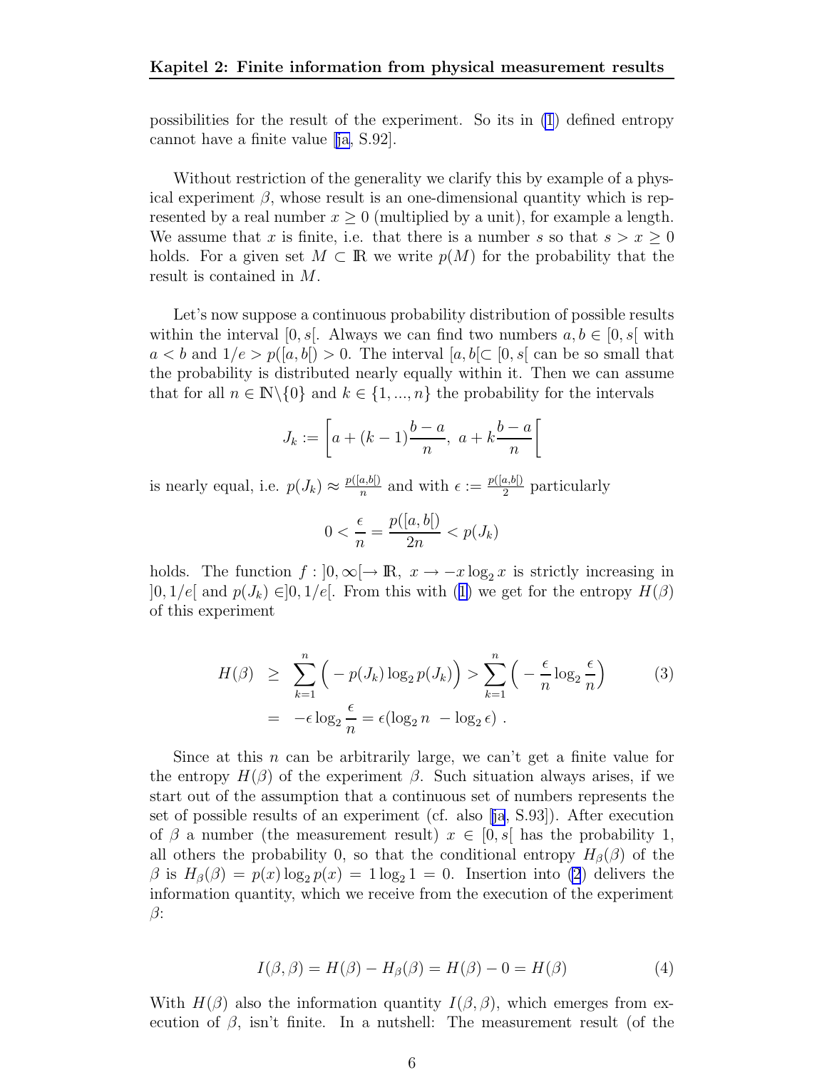possibilities for the result of the experiment. So its in (1) defined entropy cannot have a finite value [ja, S.92].

Without restriction of the generality we clarify this by example of a physical experiment $\beta$, whose result is an one-dimensional quantity which is represented by a real number $x \geq 0$ (multiplied by a unit), for example a length. We assume that $x$ is finite, i.e. that there is a number $s$ so that $s > x \geq 0$ holds. For a given set $M \subset \mathbb{R}$ we write $p(M)$ for the probability that the result is contained in $M$.

Let's now suppose a continuous probability distribution of possible results within the interval $[0, s[$. Always we can find two numbers $a, b \in [0, s[$ with $a < b$ and $1/e > p([a, b[) > 0$. The interval $[a, b[ \subset [0, s[$ can be so small that the probability is distributed nearly equally within it. Then we can assume that for all $n \in \mathbb{N} \backslash \{0\}$ and $k \in \{1, ..., n\}$ the probability for the intervals

$$J_k := \left[ a + (k-1)\frac{b-a}{n},\ a + k\frac{b-a}{n} \right[$$

is nearly equal, i.e. $p(J_k) \approx \frac{p([a,b[)}{n}$ and with $\epsilon := \frac{p([a,b[)}{2}$ particularly

$$0 < \frac{\epsilon}{n} = \frac{p([a,b[)}{2n} < p(J_k)$$

holds. The function $f : ]0, \infty[ \rightarrow \mathbb{R},\ x \rightarrow -x \log_2 x$ is strictly increasing in $]0, 1/e[$ and $p(J_k) \in ]0, 1/e[$. From this with (1) we get for the entropy $H(\beta)$ of this experiment

$$\begin{aligned} H(\beta) &\geq \sum_{k=1}^{n} \Big( -p(J_k) \log_2 p(J_k) \Big) > \sum_{k=1}^{n} \Big( -\frac{\epsilon}{n} \log_2 \frac{\epsilon}{n} \Big) \\ &= -\epsilon \log_2 \frac{\epsilon}{n} = \epsilon(\log_2 n\ - \log_2 \epsilon)\ . \end{aligned} \tag{3}$$

Since at this $n$ can be arbitrarily large, we can't get a finite value for the entropy $H(\beta)$ of the experiment $\beta$. Such situation always arises, if we start out of the assumption that a continuous set of numbers represents the set of possible results of an experiment (cf. also [ja, S.93]). After execution of $\beta$ a number (the measurement result) $x \in [0, s[$ has the probability 1, all others the probability 0, so that the conditional entropy $H_\beta(\beta)$ of the $\beta$ is $H_\beta(\beta) = p(x) \log_2 p(x) = 1 \log_2 1 = 0$. Insertion into (2) delivers the information quantity, which we receive from the execution of the experiment $\beta$:

$$I(\beta, \beta) = H(\beta) - H_\beta(\beta) = H(\beta) - 0 = H(\beta) \tag{4}$$

With $H(\beta)$ also the information quantity $I(\beta, \beta)$, which emerges from execution of $\beta$, isn't finite. In a nutshell: The measurement result (of the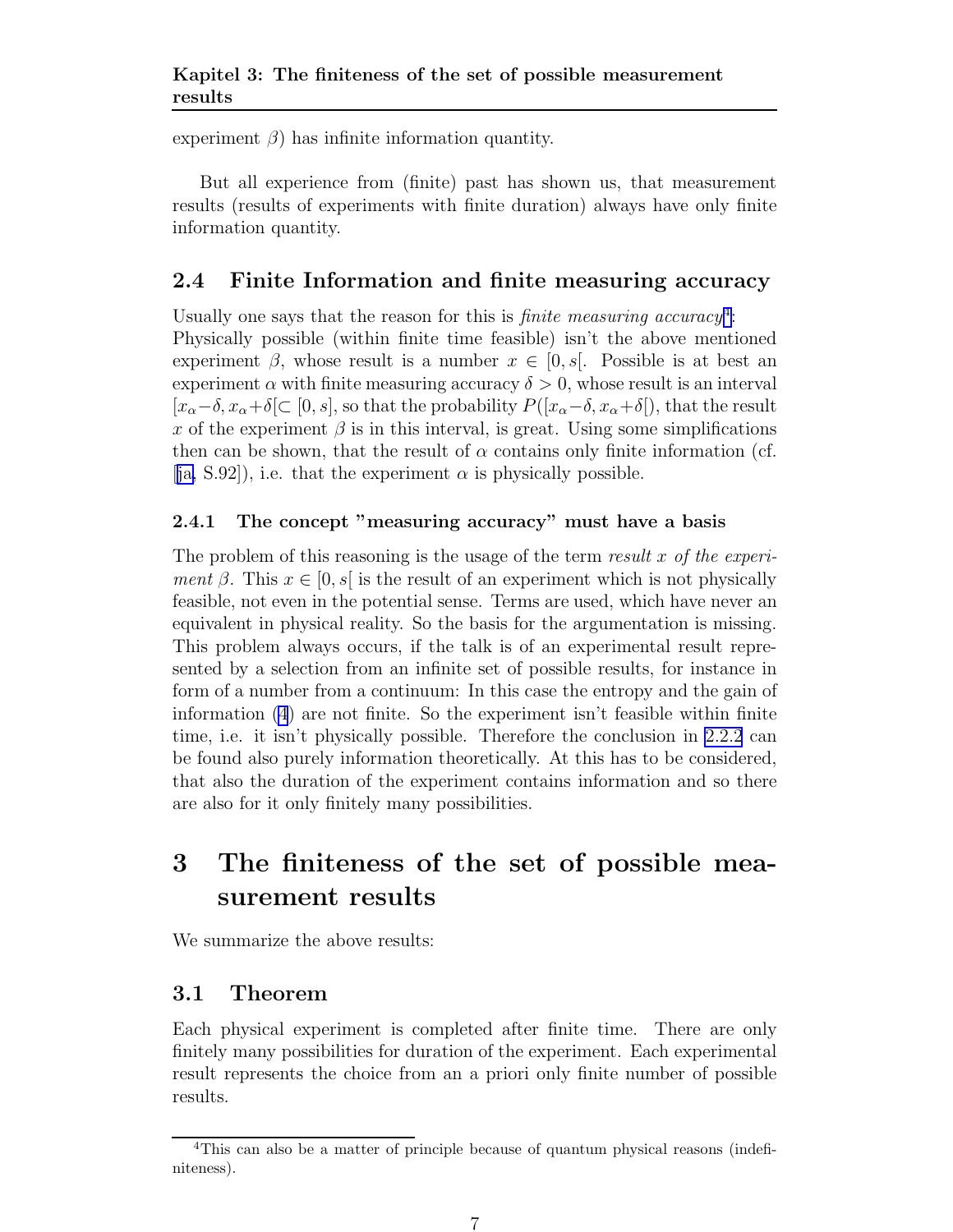experiment $\beta$) has infinite information quantity.

But all experience from (finite) past has shown us, that measurement results (results of experiments with finite duration) always have only finite information quantity.

## 2.4 Finite Information and finite measuring accuracy

Usually one says that the reason for this is *finite measuring accuracy*[4]: Physically possible (within finite time feasible) isn't the above mentioned experiment $\beta$, whose result is a number $x \in [0, s[$. Possible is at best an experiment $\alpha$ with finite measuring accuracy $\delta > 0$, whose result is an interval $[x_\alpha - \delta, x_\alpha + \delta[ \subset [0, s]$, so that the probability $P([x_\alpha - \delta, x_\alpha + \delta[)$, that the result $x$ of the experiment $\beta$ is in this interval, is great. Using some simplifications then can be shown, that the result of $\alpha$ contains only finite information (cf. [ja, S.92]), i.e. that the experiment $\alpha$ is physically possible.

### 2.4.1 The concept "measuring accuracy" must have a basis

The problem of this reasoning is the usage of the term *result $x$ of the experiment $\beta$*. This $x \in [0, s[$ is the result of an experiment which is not physically feasible, not even in the potential sense. Terms are used, which have never an equivalent in physical reality. So the basis for the argumentation is missing. This problem always occurs, if the talk is of an experimental result represented by a selection from an infinite set of possible results, for instance in form of a number from a continuum: In this case the entropy and the gain of information (4) are not finite. So the experiment isn't feasible within finite time, i.e. it isn't physically possible. Therefore the conclusion in 2.2.2 can be found also purely information theoretically. At this has to be considered, that also the duration of the experiment contains information and so there are also for it only finitely many possibilities.

# 3 The finiteness of the set of possible measurement results

We summarize the above results:

## 3.1 Theorem

Each physical experiment is completed after finite time. There are only finitely many possibilities for duration of the experiment. Each experimental result represents the choice from an a priori only finite number of possible results.

---

[4] This can also be a matter of principle because of quantum physical reasons (indefiniteness).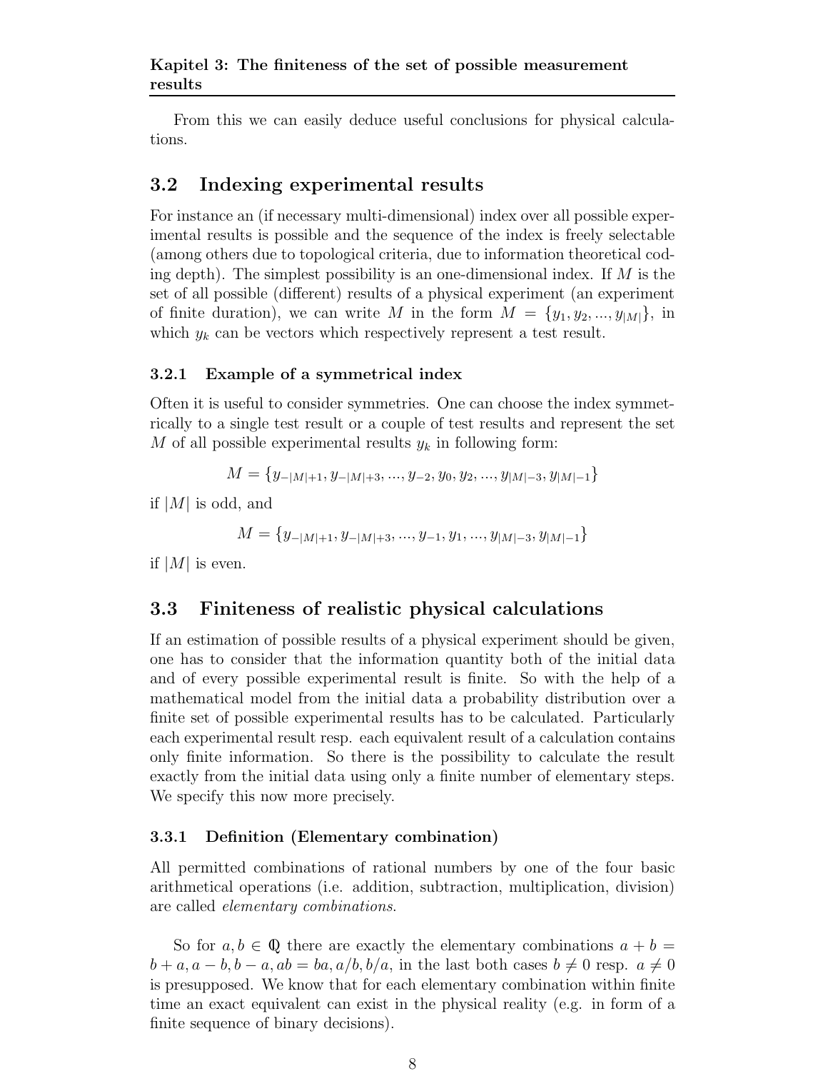From this we can easily deduce useful conclusions for physical calculations.

## 3.2 Indexing experimental results

For instance an (if necessary multi-dimensional) index over all possible experimental results is possible and the sequence of the index is freely selectable (among others due to topological criteria, due to information theoretical coding depth). The simplest possibility is an one-dimensional index. If $M$ is the set of all possible (different) results of a physical experiment (an experiment of finite duration), we can write $M$ in the form $M = \{y_1, y_2, ..., y_{|M|}\}$, in which $y_k$ can be vectors which respectively represent a test result.

### 3.2.1 Example of a symmetrical index

Often it is useful to consider symmetries. One can choose the index symmetrically to a single test result or a couple of test results and represent the set $M$ of all possible experimental results $y_k$ in following form:

$$M = \{y_{-|M|+1}, y_{-|M|+3}, ..., y_{-2}, y_0, y_2, ..., y_{|M|-3}, y_{|M|-1}\}$$

if $|M|$ is odd, and

$$M = \{y_{-|M|+1}, y_{-|M|+3}, ..., y_{-1}, y_1, ..., y_{|M|-3}, y_{|M|-1}\}$$

if $|M|$ is even.

## 3.3 Finiteness of realistic physical calculations

If an estimation of possible results of a physical experiment should be given, one has to consider that the information quantity both of the initial data and of every possible experimental result is finite. So with the help of a mathematical model from the initial data a probability distribution over a finite set of possible experimental results has to be calculated. Particularly each experimental result resp. each equivalent result of a calculation contains only finite information. So there is the possibility to calculate the result exactly from the initial data using only a finite number of elementary steps. We specify this now more precisely.

### 3.3.1 Definition (Elementary combination)

All permitted combinations of rational numbers by one of the four basic arithmetical operations (i.e. addition, subtraction, multiplication, division) are called *elementary combinations*.

So for $a, b \in \mathbb{Q}$ there are exactly the elementary combinations $a + b = b + a, a - b, b - a, ab = ba, a/b, b/a$, in the last both cases $b \neq 0$ resp. $a \neq 0$ is presupposed. We know that for each elementary combination within finite time an exact equivalent can exist in the physical reality (e.g. in form of a finite sequence of binary decisions).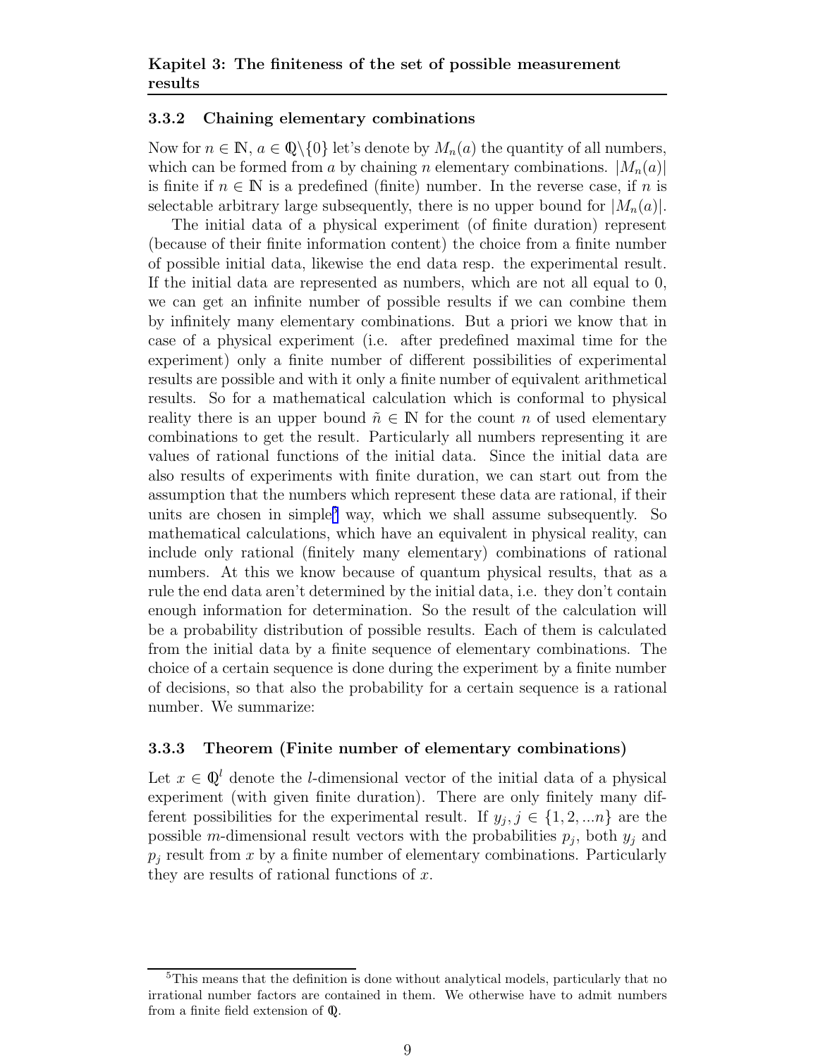### 3.3.2 Chaining elementary combinations

Now for $n \in \mathbb{N}$, $a \in \mathbb{Q}\backslash\{0\}$ let's denote by $M_n(a)$ the quantity of all numbers, which can be formed from $a$ by chaining $n$ elementary combinations. $|M_n(a)|$ is finite if $n \in \mathbb{N}$ is a predefined (finite) number. In the reverse case, if $n$ is selectable arbitrary large subsequently, there is no upper bound for $|M_n(a)|$.

The initial data of a physical experiment (of finite duration) represent (because of their finite information content) the choice from a finite number of possible initial data, likewise the end data resp. the experimental result. If the initial data are represented as numbers, which are not all equal to 0, we can get an infinite number of possible results if we can combine them by infinitely many elementary combinations. But a priori we know that in case of a physical experiment (i.e. after predefined maximal time for the experiment) only a finite number of different possibilities of experimental results are possible and with it only a finite number of equivalent arithmetical results. So for a mathematical calculation which is conformal to physical reality there is an upper bound $\tilde{n} \in \mathbb{N}$ for the count $n$ of used elementary combinations to get the result. Particularly all numbers representing it are values of rational functions of the initial data. Since the initial data are also results of experiments with finite duration, we can start out from the assumption that the numbers which represent these data are rational, if their units are chosen in simple[5] way, which we shall assume subsequently. So mathematical calculations, which have an equivalent in physical reality, can include only rational (finitely many elementary) combinations of rational numbers. At this we know because of quantum physical results, that as a rule the end data aren't determined by the initial data, i.e. they don't contain enough information for determination. So the result of the calculation will be a probability distribution of possible results. Each of them is calculated from the initial data by a finite sequence of elementary combinations. The choice of a certain sequence is done during the experiment by a finite number of decisions, so that also the probability for a certain sequence is a rational number. We summarize:

### 3.3.3 Theorem (Finite number of elementary combinations)

Let $x \in \mathbb{Q}^l$ denote the $l$-dimensional vector of the initial data of a physical experiment (with given finite duration). There are only finitely many different possibilities for the experimental result. If $y_j, j \in \{1, 2, ...n\}$ are the possible $m$-dimensional result vectors with the probabilities $p_j$, both $y_j$ and $p_j$ result from $x$ by a finite number of elementary combinations. Particularly they are results of rational functions of $x$.

---

[5] This means that the definition is done without analytical models, particularly that no irrational number factors are contained in them. We otherwise have to admit numbers from a finite field extension of $\mathbb{Q}$.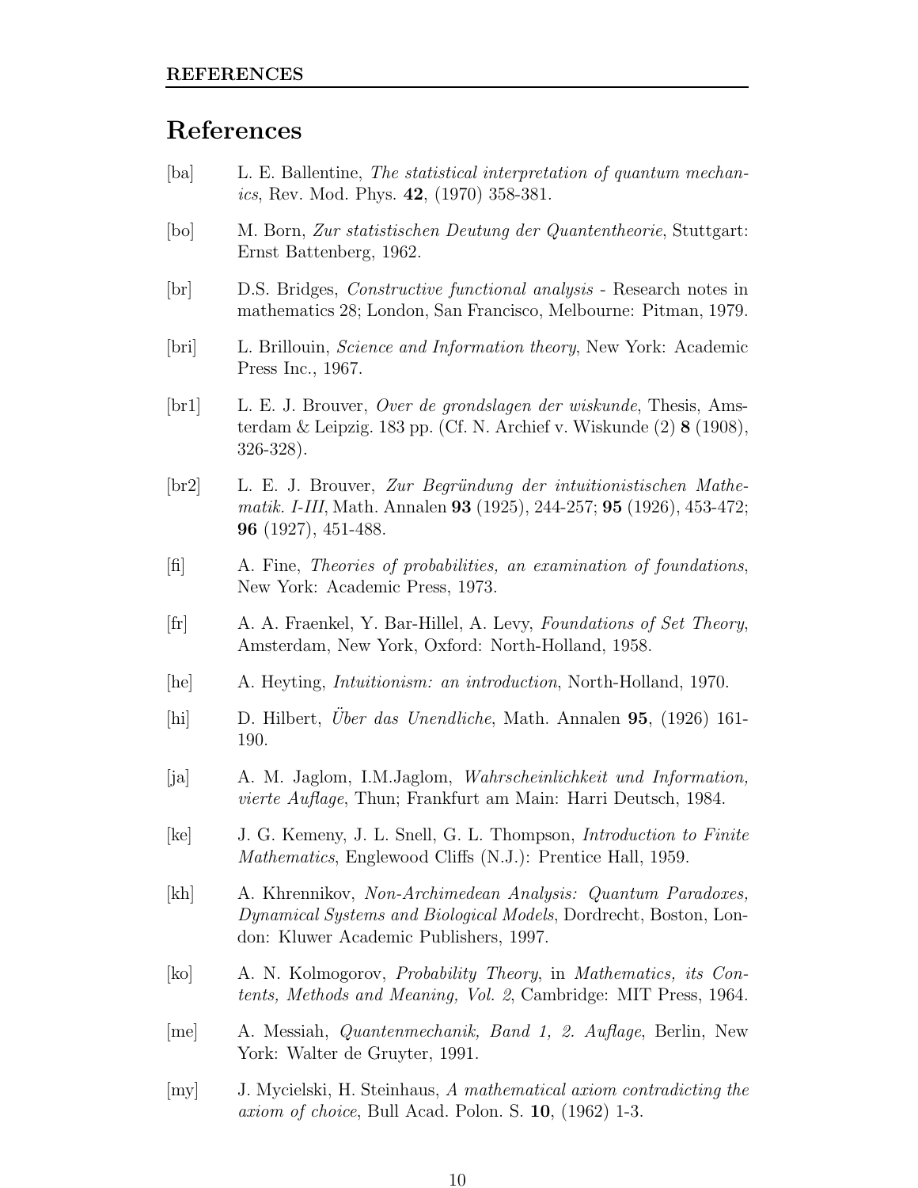# References

[ba] L. E. Ballentine, *The statistical interpretation of quantum mechanics*, Rev. Mod. Phys. **42**, (1970) 358-381.

[bo] M. Born, *Zur statistischen Deutung der Quantentheorie*, Stuttgart: Ernst Battenberg, 1962.

[br] D.S. Bridges, *Constructive functional analysis* - Research notes in mathematics 28; London, San Francisco, Melbourne: Pitman, 1979.

[bri] L. Brillouin, *Science and Information theory*, New York: Academic Press Inc., 1967.

[br1] L. E. J. Brouver, *Over de grondslagen der wiskunde*, Thesis, Amsterdam & Leipzig. 183 pp. (Cf. N. Archief v. Wiskunde (2) **8** (1908), 326-328).

[br2] L. E. J. Brouver, *Zur Begründung der intuitionistischen Mathematik. I-III*, Math. Annalen **93** (1925), 244-257; **95** (1926), 453-472; **96** (1927), 451-488.

[fi] A. Fine, *Theories of probabilities, an examination of foundations*, New York: Academic Press, 1973.

[fr] A. A. Fraenkel, Y. Bar-Hillel, A. Levy, *Foundations of Set Theory*, Amsterdam, New York, Oxford: North-Holland, 1958.

[he] A. Heyting, *Intuitionism: an introduction*, North-Holland, 1970.

[hi] D. Hilbert, *Über das Unendliche*, Math. Annalen **95**, (1926) 161-190.

[ja] A. M. Jaglom, I.M.Jaglom, *Wahrscheinlichkeit und Information, vierte Auflage*, Thun; Frankfurt am Main: Harri Deutsch, 1984.

[ke] J. G. Kemeny, J. L. Snell, G. L. Thompson, *Introduction to Finite Mathematics*, Englewood Cliffs (N.J.): Prentice Hall, 1959.

[kh] A. Khrennikov, *Non-Archimedean Analysis: Quantum Paradoxes, Dynamical Systems and Biological Models*, Dordrecht, Boston, London: Kluwer Academic Publishers, 1997.

[ko] A. N. Kolmogorov, *Probability Theory*, in *Mathematics, its Contents, Methods and Meaning, Vol. 2*, Cambridge: MIT Press, 1964.

[me] A. Messiah, *Quantenmechanik, Band 1, 2. Auflage*, Berlin, New York: Walter de Gruyter, 1991.

[my] J. Mycielski, H. Steinhaus, *A mathematical axiom contradicting the axiom of choice*, Bull Acad. Polon. S. **10**, (1962) 1-3.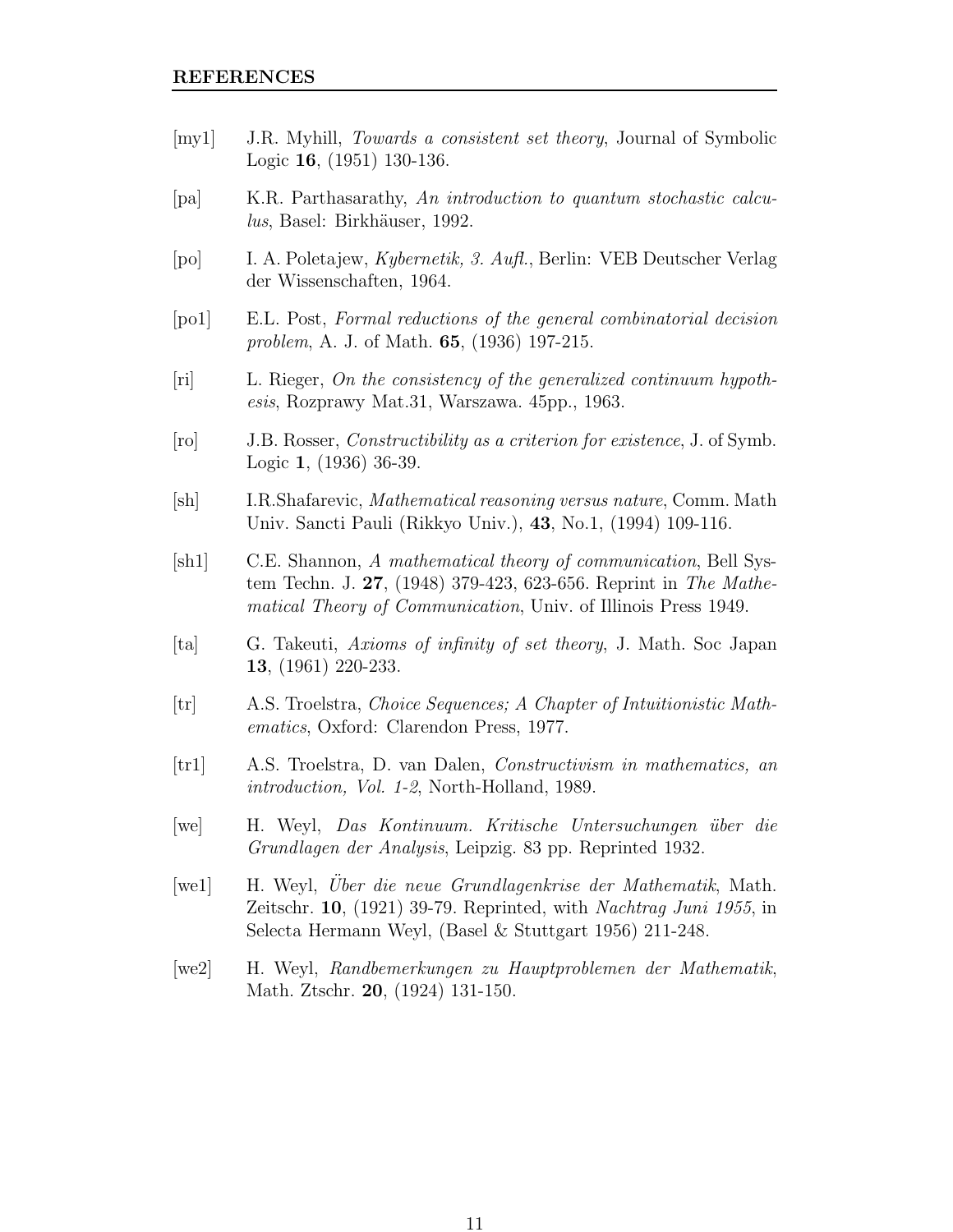## REFERENCES

[my1] J.R. Myhill, *Towards a consistent set theory*, Journal of Symbolic Logic **16**, (1951) 130-136.

[pa] K.R. Parthasarathy, *An introduction to quantum stochastic calculus*, Basel: Birkhäuser, 1992.

[po] I. A. Poletajew, *Kybernetik, 3. Aufl.*, Berlin: VEB Deutscher Verlag der Wissenschaften, 1964.

[po1] E.L. Post, *Formal reductions of the general combinatorial decision problem*, A. J. of Math. **65**, (1936) 197-215.

[ri] L. Rieger, *On the consistency of the generalized continuum hypothesis*, Rozprawy Mat.31, Warszawa. 45pp., 1963.

[ro] J.B. Rosser, *Constructibility as a criterion for existence*, J. of Symb. Logic **1**, (1936) 36-39.

[sh] I.R.Shafarevic, *Mathematical reasoning versus nature*, Comm. Math Univ. Sancti Pauli (Rikkyo Univ.), **43**, No.1, (1994) 109-116.

[sh1] C.E. Shannon, *A mathematical theory of communication*, Bell System Techn. J. **27**, (1948) 379-423, 623-656. Reprint in *The Mathematical Theory of Communication*, Univ. of Illinois Press 1949.

[ta] G. Takeuti, *Axioms of infinity of set theory*, J. Math. Soc Japan **13**, (1961) 220-233.

[tr] A.S. Troelstra, *Choice Sequences; A Chapter of Intuitionistic Mathematics*, Oxford: Clarendon Press, 1977.

[tr1] A.S. Troelstra, D. van Dalen, *Constructivism in mathematics, an introduction, Vol. 1-2*, North-Holland, 1989.

[we] H. Weyl, *Das Kontinuum. Kritische Untersuchungen über die Grundlagen der Analysis*, Leipzig. 83 pp. Reprinted 1932.

[we1] H. Weyl, *Über die neue Grundlagenkrise der Mathematik*, Math. Zeitschr. **10**, (1921) 39-79. Reprinted, with *Nachtrag Juni 1955*, in Selecta Hermann Weyl, (Basel & Stuttgart 1956) 211-248.

[we2] H. Weyl, *Randbemerkungen zu Hauptproblemen der Mathematik*, Math. Ztschr. **20**, (1924) 131-150.